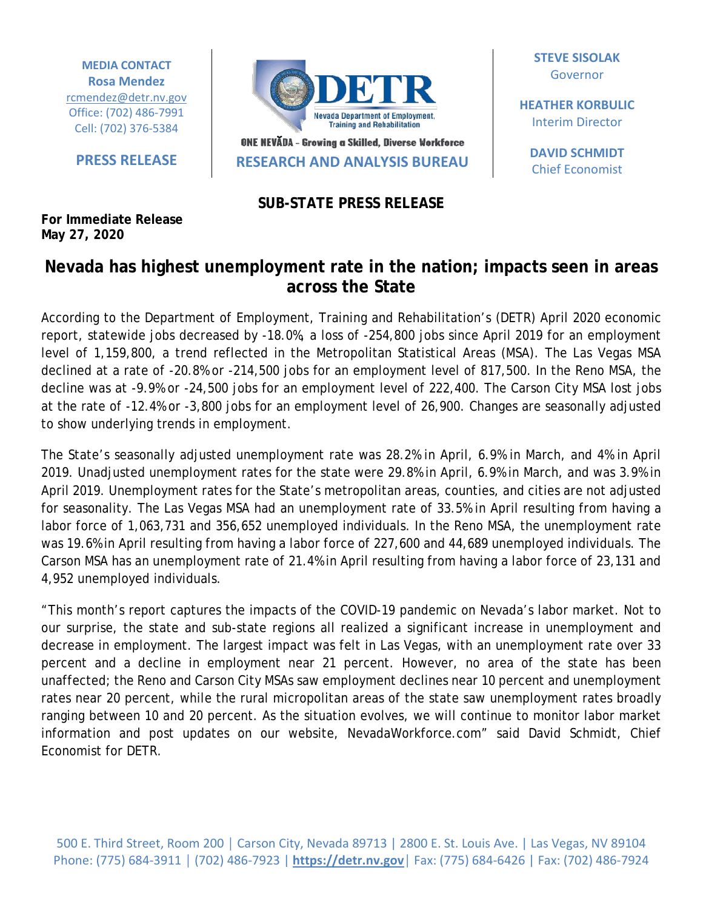MEDIA CONTACT
**Rosa Mendez**
rcmendez@detr.nv.gov
Office: (702) 486-7991
Cell: (702) 376-5384

**PRESS RELEASE**

DETR
Nevada Department of Employment, Training and Rehabilitation
ONE NEVĂDA – Growing a Skilled, Diverse Workforce
**RESEARCH AND ANALYSIS BUREAU**

**STEVE SISOLAK**
Governor

**HEATHER KORBULIC**
Interim Director

**DAVID SCHMIDT**
Chief Economist

**SUB-STATE PRESS RELEASE**

**For Immediate Release**
**May 27, 2020**

# Nevada has highest unemployment rate in the nation; impacts seen in areas across the State

According to the Department of Employment, Training and Rehabilitation's (DETR) April 2020 economic report, statewide jobs decreased by -18.0%, a loss of -254,800 jobs since April 2019 for an employment level of 1,159,800, a trend reflected in the Metropolitan Statistical Areas (MSA). The Las Vegas MSA declined at a rate of -20.8% or -214,500 jobs for an employment level of 817,500. In the Reno MSA, the decline was at -9.9% or -24,500 jobs for an employment level of 222,400. The Carson City MSA lost jobs at the rate of -12.4% or -3,800 jobs for an employment level of 26,900. Changes are seasonally adjusted to show underlying trends in employment.

The State's seasonally adjusted unemployment rate was 28.2% in April, 6.9% in March, and 4% in April 2019. Unadjusted unemployment rates for the state were 29.8% in April, 6.9% in March, and was 3.9% in April 2019. Unemployment rates for the State's metropolitan areas, counties, and cities are not adjusted for seasonality. The Las Vegas MSA had an unemployment rate of 33.5% in April resulting from having a labor force of 1,063,731 and 356,652 unemployed individuals. In the Reno MSA, the unemployment rate was 19.6% in April resulting from having a labor force of 227,600 and 44,689 unemployed individuals. The Carson MSA has an unemployment rate of 21.4% in April resulting from having a labor force of 23,131 and 4,952 unemployed individuals.

"This month's report captures the impacts of the COVID-19 pandemic on Nevada's labor market. Not to our surprise, the state and sub-state regions all realized a significant increase in unemployment and decrease in employment. The largest impact was felt in Las Vegas, with an unemployment rate over 33 percent and a decline in employment near 21 percent. However, no area of the state has been unaffected; the Reno and Carson City MSAs saw employment declines near 10 percent and unemployment rates near 20 percent, while the rural micropolitan areas of the state saw unemployment rates broadly ranging between 10 and 20 percent. As the situation evolves, we will continue to monitor labor market information and post updates on our website, NevadaWorkforce.com" said David Schmidt, Chief Economist for DETR.

500 E. Third Street, Room 200 | Carson City, Nevada 89713 | 2800 E. St. Louis Ave. | Las Vegas, NV 89104
Phone: (775) 684-3911 | (702) 486-7923 | **https://detr.nv.gov** | Fax: (775) 684-6426 | Fax: (702) 486-7924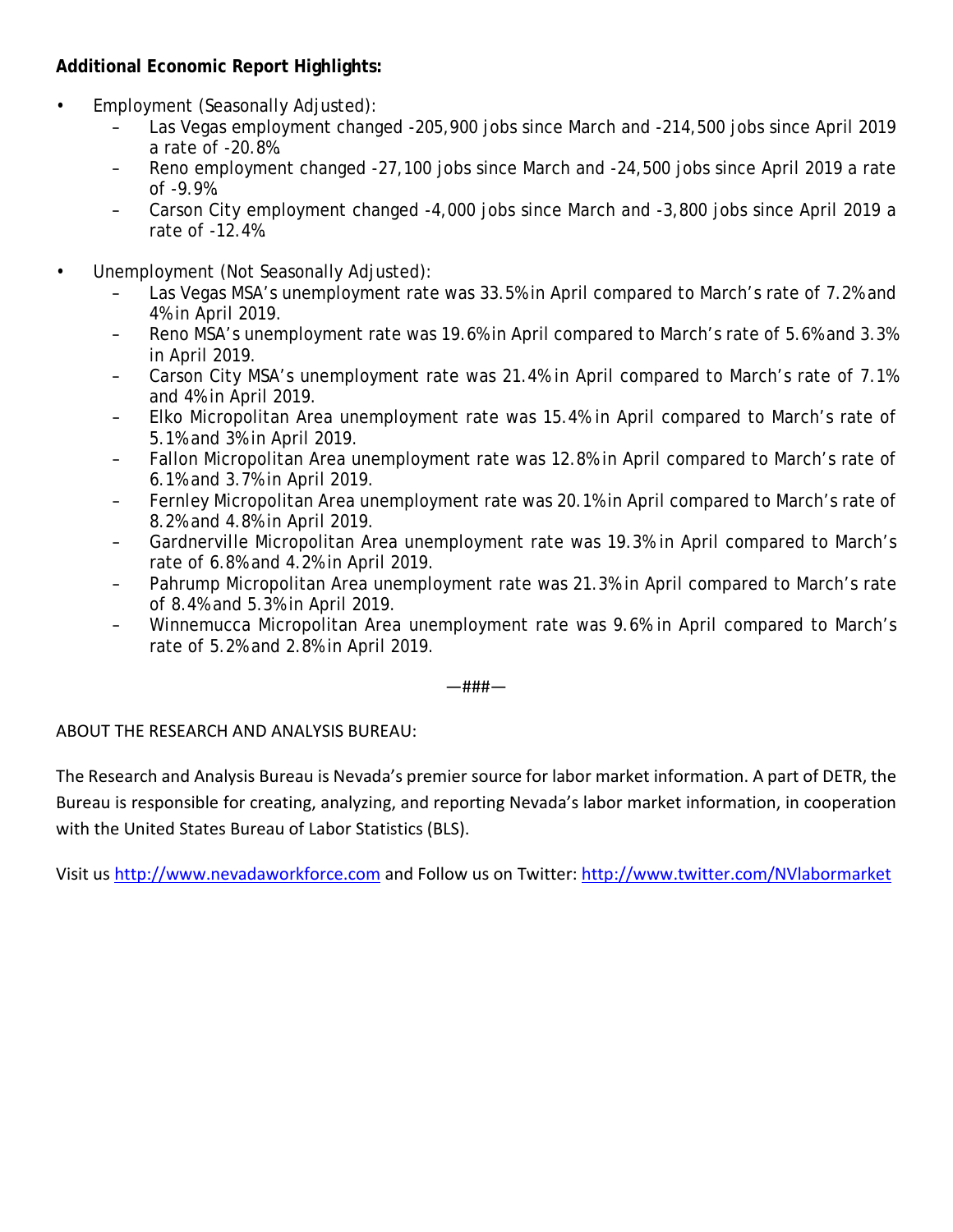**Additional Economic Report Highlights:**

- Employment (Seasonally Adjusted):
  - Las Vegas employment changed -205,900 jobs since March and -214,500 jobs since April 2019 a rate of -20.8%.
  - Reno employment changed -27,100 jobs since March and -24,500 jobs since April 2019 a rate of -9.9%.
  - Carson City employment changed -4,000 jobs since March and -3,800 jobs since April 2019 a rate of -12.4%.
- Unemployment (Not Seasonally Adjusted):
  - Las Vegas MSA's unemployment rate was 33.5% in April compared to March's rate of 7.2% and 4% in April 2019.
  - Reno MSA's unemployment rate was 19.6% in April compared to March's rate of 5.6% and 3.3% in April 2019.
  - Carson City MSA's unemployment rate was 21.4% in April compared to March's rate of 7.1% and 4% in April 2019.
  - Elko Micropolitan Area unemployment rate was 15.4% in April compared to March's rate of 5.1% and 3% in April 2019.
  - Fallon Micropolitan Area unemployment rate was 12.8% in April compared to March's rate of 6.1% and 3.7% in April 2019.
  - Fernley Micropolitan Area unemployment rate was 20.1% in April compared to March's rate of 8.2% and 4.8% in April 2019.
  - Gardnerville Micropolitan Area unemployment rate was 19.3% in April compared to March's rate of 6.8% and 4.2% in April 2019.
  - Pahrump Micropolitan Area unemployment rate was 21.3% in April compared to March's rate of 8.4% and 5.3% in April 2019.
  - Winnemucca Micropolitan Area unemployment rate was 9.6% in April compared to March's rate of 5.2% and 2.8% in April 2019.

—###—

ABOUT THE RESEARCH AND ANALYSIS BUREAU:

The Research and Analysis Bureau is Nevada's premier source for labor market information. A part of DETR, the Bureau is responsible for creating, analyzing, and reporting Nevada's labor market information, in cooperation with the United States Bureau of Labor Statistics (BLS).

Visit us http://www.nevadaworkforce.com and Follow us on Twitter: http://www.twitter.com/NVlabormarket